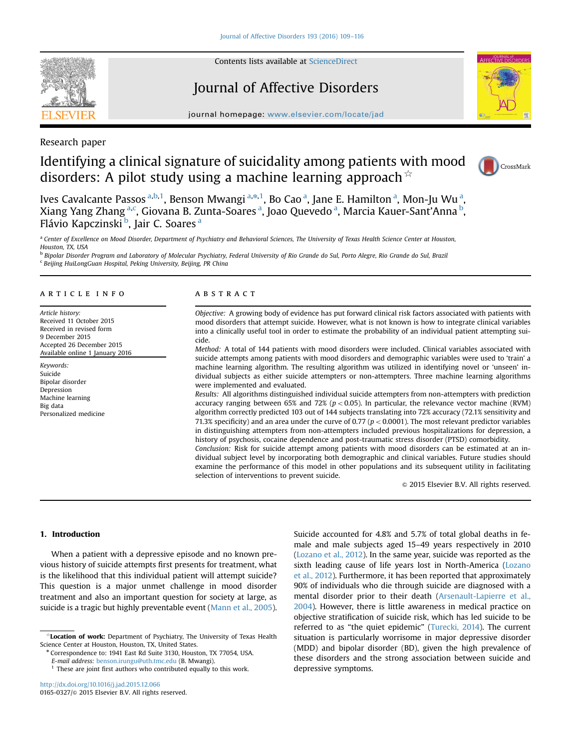Research paper

# Identifying a clinical signature of suicidality among patients with mood disorders: A pilot study using a machine learning approach ☆

Ives Cavalcante Passos [a,b,1], Benson Mwangi [a,*,1], Bo Cao [a], Jane E. Hamilton [a], Mon-Ju Wu [a], Xiang Yang Zhang [a,c], Giovana B. Zunta-Soares [a], Joao Quevedo [a], Marcia Kauer-Sant'Anna [b], Flávio Kapczinski [b], Jair C. Soares [a]

[a] Center of Excellence on Mood Disorder, Department of Psychiatry and Behavioral Sciences, The University of Texas Health Science Center at Houston, Houston, TX, USA

[b] Bipolar Disorder Program and Laboratory of Molecular Psychiatry, Federal University of Rio Grande do Sul, Porto Alegre, Rio Grande do Sul, Brazil

[c] Beijing HuiLongGuan Hospital, Peking University, Beijing, PR China

## ARTICLE INFO

*Article history:*
Received 11 October 2015
Received in revised form
9 December 2015
Accepted 26 December 2015
Available online 1 January 2016

*Keywords:*
Suicide
Bipolar disorder
Depression
Machine learning
Big data
Personalized medicine

## ABSTRACT

*Objective:* A growing body of evidence has put forward clinical risk factors associated with patients with mood disorders that attempt suicide. However, what is not known is how to integrate clinical variables into a clinically useful tool in order to estimate the probability of an individual patient attempting suicide.

*Method:* A total of 144 patients with mood disorders were included. Clinical variables associated with suicide attempts among patients with mood disorders and demographic variables were used to 'train' a machine learning algorithm. The resulting algorithm was utilized in identifying novel or 'unseen' individual subjects as either suicide attempters or non-attempters. Three machine learning algorithms were implemented and evaluated.

*Results:* All algorithms distinguished individual suicide attempters from non-attempters with prediction accuracy ranging between 65% and 72% ($p < 0.05$). In particular, the relevance vector machine (RVM) algorithm correctly predicted 103 out of 144 subjects translating into 72% accuracy (72.1% sensitivity and 71.3% specificity) and an area under the curve of 0.77 ($p < 0.0001$). The most relevant predictor variables in distinguishing attempters from non-attempters included previous hospitalizations for depression, a history of psychosis, cocaine dependence and post-traumatic stress disorder (PTSD) comorbidity.

*Conclusion:* Risk for suicide attempt among patients with mood disorders can be estimated at an individual subject level by incorporating both demographic and clinical variables. Future studies should examine the performance of this model in other populations and its subsequent utility in facilitating selection of interventions to prevent suicide.

© 2015 Elsevier B.V. All rights reserved.

## 1. Introduction

When a patient with a depressive episode and no known previous history of suicide attempts first presents for treatment, what is the likelihood that this individual patient will attempt suicide? This question is a major unmet challenge in mood disorder treatment and also an important question for society at large, as suicide is a tragic but highly preventable event (Mann et al., 2005). Suicide accounted for 4.8% and 5.7% of total global deaths in female and male subjects aged 15–49 years respectively in 2010 (Lozano et al., 2012). In the same year, suicide was reported as the sixth leading cause of life years lost in North-America (Lozano et al., 2012). Furthermore, it has been reported that approximately 90% of individuals who die through suicide are diagnosed with a mental disorder prior to their death (Arsenault-Lapierre et al., 2004). However, there is little awareness in medical practice on objective stratification of suicide risk, which has led suicide to be referred to as "the quiet epidemic" (Turecki, 2014). The current situation is particularly worrisome in major depressive disorder (MDD) and bipolar disorder (BD), given the high prevalence of these disorders and the strong association between suicide and depressive symptoms.

☆ **Location of work:** Department of Psychiatry, The University of Texas Health Science Center at Houston, Houston, TX, United States.

\* Correspondence to: 1941 East Rd Suite 3130, Houston, TX 77054, USA.
*E-mail address:* benson.irungu@uth.tmc.edu (B. Mwangi).

[1] These are joint first authors who contributed equally to this work.

http://dx.doi.org/10.1016/j.jad.2015.12.066
0165-0327/© 2015 Elsevier B.V. All rights reserved.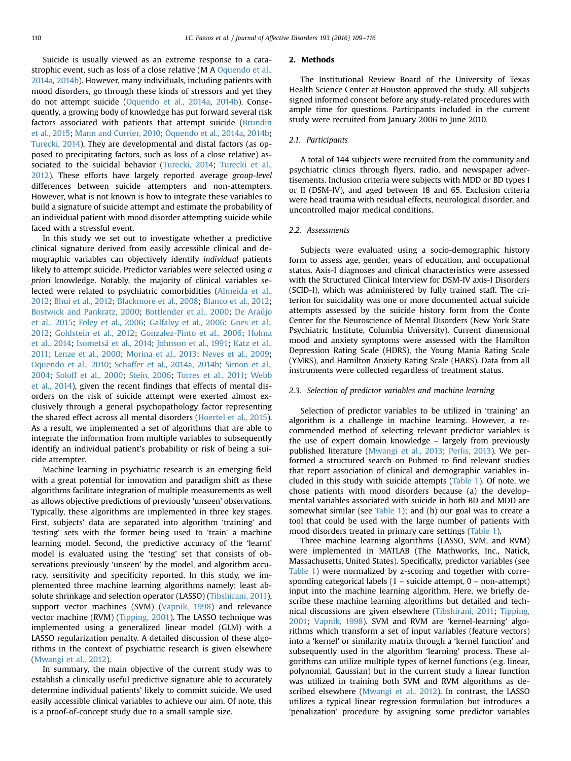Suicide is usually viewed as an extreme response to a catastrophic event, such as loss of a close relative (M A Oquendo et al., 2014a, 2014b). However, many individuals, including patients with mood disorders, go through these kinds of stressors and yet they do not attempt suicide (Oquendo et al., 2014a, 2014b). Consequently, a growing body of knowledge has put forward several risk factors associated with patients that attempt suicide (Brundin et al., 2015; Mann and Currier, 2010; Oquendo et al., 2014a, 2014b; Turecki, 2014). They are developmental and distal factors (as opposed to precipitating factors, such as loss of a close relative) associated to the suicidal behavior (Turecki, 2014; Turecki et al., 2012). These efforts have largely reported average *group-level* differences between suicide attempters and non-attempters. However, what is not known is how to integrate these variables to build a signature of suicide attempt and estimate the probability of an individual patient with mood disorder attempting suicide while faced with a stressful event.

In this study we set out to investigate whether a predictive clinical signature derived from easily accessible clinical and demographic variables can objectively identify *individual* patients likely to attempt suicide. Predictor variables were selected using *a priori* knowledge. Notably, the majority of clinical variables selected were related to psychiatric comorbidities (Almeida et al., 2012; Bhui et al., 2012; Blackmore et al., 2008; Blanco et al., 2012; Bostwick and Pankratz, 2000; Bottlender et al., 2000; De Araújo et al., 2015; Foley et al., 2006; Galfalvy et al., 2006; Goes et al., 2012; Goldstein et al., 2012; Gonzalez-Pinto et al., 2006; Holma et al., 2014; Isometsä et al., 2014; Johnson et al., 1991; Katz et al., 2011; Lenze et al., 2000; Morina et al., 2013; Neves et al., 2009; Oquendo et al., 2010; Schaffer et al., 2014a, 2014b; Simon et al., 2004; Soloff et al., 2000; Stein, 2006; Torres et al., 2011; Webb et al., 2014), given the recent findings that effects of mental disorders on the risk of suicide attempt were exerted almost exclusively through a general psychopathology factor representing the shared effect across all mental disorders (Hoertel et al., 2015). As a result, we implemented a set of algorithms that are able to integrate the information from multiple variables to subsequently identify an individual patient's probability or risk of being a suicide attempter.

Machine learning in psychiatric research is an emerging field with a great potential for innovation and paradigm shift as these algorithms facilitate integration of multiple measurements as well as allows objective predictions of previously 'unseen' observations. Typically, these algorithms are implemented in three key stages. First, subjects' data are separated into algorithm 'training' and 'testing' sets with the former being used to 'train' a machine learning model. Second, the predictive accuracy of the 'learnt' model is evaluated using the 'testing' set that consists of observations previously 'unseen' by the model, and algorithm accuracy, sensitivity and specificity reported. In this study, we implemented three machine learning algorithms namely; least absolute shrinkage and selection operator (LASSO) (Tibshirani, 2011), support vector machines (SVM) (Vapnik, 1998) and relevance vector machine (RVM) (Tipping, 2001). The LASSO technique was implemented using a generalized linear model (GLM) with a LASSO regularization penalty. A detailed discussion of these algorithms in the context of psychiatric research is given elsewhere (Mwangi et al., 2012).

In summary, the main objective of the current study was to establish a clinically useful predictive signature able to accurately determine individual patients' likely to committ suicide. We used easily accessible clinical variables to achieve our aim. Of note, this is a proof-of-concept study due to a small sample size.

## 2. Methods

The Institutional Review Board of the University of Texas Health Science Center at Houston approved the study. All subjects signed informed consent before any study-related procedures with ample time for questions. Participants included in the current study were recruited from January 2006 to June 2010.

### 2.1. Participants

A total of 144 subjects were recruited from the community and psychiatric clinics through flyers, radio, and newspaper advertisements. Inclusion criteria were subjects with MDD or BD types I or II (DSM-IV), and aged between 18 and 65. Exclusion criteria were head trauma with residual effects, neurological disorder, and uncontrolled major medical conditions.

### 2.2. Assessments

Subjects were evaluated using a socio-demographic history form to assess age, gender, years of education, and occupational status. Axis-I diagnoses and clinical characteristics were assessed with the Structured Clinical Interview for DSM-IV axis-I Disorders (SCID-I), which was administered by fully trained staff. The criterion for suicidality was one or more documented actual suicide attempts assessed by the suicide history form from the Conte Center for the Neuroscience of Mental Disorders (New York State Psychiatric Institute, Columbia University). Current dimensional mood and anxiety symptoms were assessed with the Hamilton Depression Rating Scale (HDRS), the Young Mania Rating Scale (YMRS), and Hamilton Anxiety Rating Scale (HARS). Data from all instruments were collected regardless of treatment status.

### 2.3. Selection of predictor variables and machine learning

Selection of predictor variables to be utilized in 'training' an algorithm is a challenge in machine learning. However, a recommended method of selecting relevant predictor variables is the use of expert domain knowledge – largely from previously published literature (Mwangi et al., 2013; Perlis, 2013). We performed a structured search on Pubmed to find relevant studies that report association of clinical and demographic variables included in this study with suicide attempts (Table 1). Of note, we chose patients with mood disorders because (a) the developmental variables associated with suicide in both BD and MDD are somewhat similar (see Table 1); and (b) our goal was to create a tool that could be used with the large number of patients with mood disorders treated in primary care settings (Table 1).

Three machine learning algorithms (LASSO, SVM, and RVM) were implemented in MATLAB (The Mathworks, Inc., Natick, Massachusetts, United States). Specifically, predictor variables (see Table 1) were normalized by z-scoring and together with corresponding categorical labels (1 – suicide attempt, 0 – non-attempt) input into the machine learning algorithm. Here, we briefly describe these machine learning algorithms but detailed and technical discussions are given elsewhere (Tibshirani, 2011; Tipping, 2001; Vapnik, 1998). SVM and RVM are 'kernel-learning' algorithms which transform a set of input variables (feature vectors) into a 'kernel' or similarity matrix through a 'kernel function' and subsequently used in the algorithm 'learning' process. These algorithms can utilize multiple types of kernel functions (e.g. linear, polynomial, Gaussian) but in the current study a linear function was utilized in training both SVM and RVM algorithms as described elsewhere (Mwangi et al., 2012). In contrast, the LASSO utilizes a typical linear regression formulation but introduces a 'penalization' procedure by assigning some predictor variables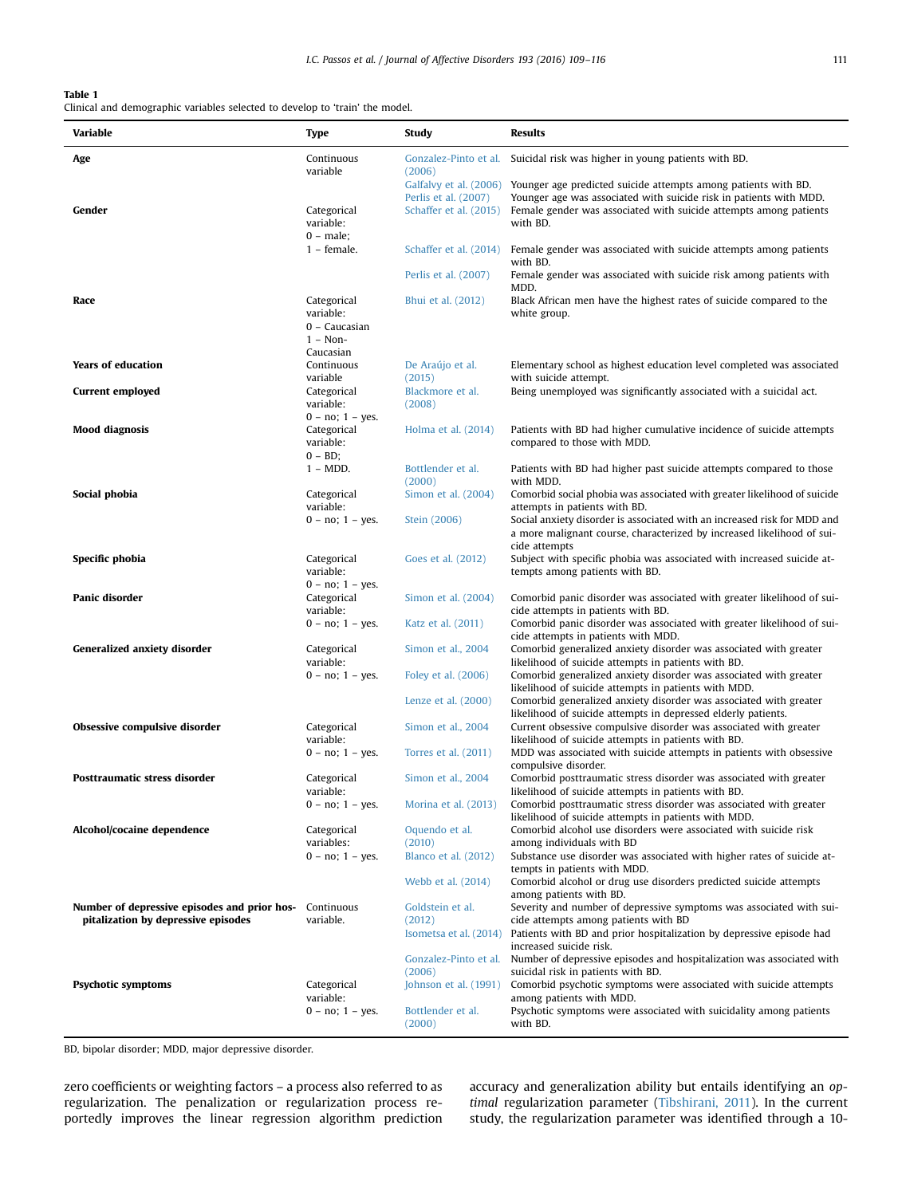**Table 1**
Clinical and demographic variables selected to develop to 'train' the model.

| Variable | Type | Study | Results |
|---|---|---|---|
| **Age** | Continuous variable | Gonzalez-Pinto et al. (2006) | Suicidal risk was higher in young patients with BD. |
| | | Galfalvy et al. (2006) | Younger age predicted suicide attempts among patients with BD. |
| | | Perlis et al. (2007) | Younger age was associated with suicide risk in patients with MDD. |
| **Gender** | Categorical variable: 0 – male; 1 – female. | Schaffer et al. (2015) | Female gender was associated with suicide attempts among patients with BD. |
| | | Schaffer et al. (2014) | Female gender was associated with suicide attempts among patients with BD. |
| | | Perlis et al. (2007) | Female gender was associated with suicide risk among patients with MDD. |
| **Race** | Categorical variable: 0 – Caucasian 1 – Non-Caucasian | Bhui et al. (2012) | Black African men have the highest rates of suicide compared to the white group. |
| **Years of education** | Continuous variable | De Araújo et al. (2015) | Elementary school as highest education level completed was associated with suicide attempt. |
| **Current employed** | Categorical variable: 0 – no; 1 – yes. | Blackmore et al. (2008) | Being unemployed was significantly associated with a suicidal act. |
| **Mood diagnosis** | Categorical variable: 0 – BD; 1 – MDD. | Holma et al. (2014) | Patients with BD had higher cumulative incidence of suicide attempts compared to those with MDD. |
| | | Bottlender et al. (2000) | Patients with BD had higher past suicide attempts compared to those with MDD. |
| **Social phobia** | Categorical variable: 0 – no; 1 – yes. | Simon et al. (2004) | Comorbid social phobia was associated with greater likelihood of suicide attempts in patients with BD. |
| | | Stein (2006) | Social anxiety disorder is associated with an increased risk for MDD and a more malignant course, characterized by increased likelihood of suicide attempts |
| **Specific phobia** | Categorical variable: 0 – no; 1 – yes. | Goes et al. (2012) | Subject with specific phobia was associated with increased suicide attempts among patients with BD. |
| **Panic disorder** | Categorical variable: 0 – no; 1 – yes. | Simon et al. (2004) | Comorbid panic disorder was associated with greater likelihood of suicide attempts in patients with BD. |
| | | Katz et al. (2011) | Comorbid panic disorder was associated with greater likelihood of suicide attempts in patients with MDD. |
| **Generalized anxiety disorder** | Categorical variable: 0 – no; 1 – yes. | Simon et al., 2004 | Comorbid generalized anxiety disorder was associated with greater likelihood of suicide attempts in patients with BD. |
| | | Foley et al. (2006) | Comorbid generalized anxiety disorder was associated with greater likelihood of suicide attempts in patients with MDD. |
| | | Lenze et al. (2000) | Comorbid generalized anxiety disorder was associated with greater likelihood of suicide attempts in depressed elderly patients. |
| **Obsessive compulsive disorder** | Categorical variable: 0 – no; 1 – yes. | Simon et al., 2004 | Current obsessive compulsive disorder was associated with greater likelihood of suicide attempts in patients with BD. |
| | | Torres et al. (2011) | MDD was associated with suicide attempts in patients with obsessive compulsive disorder. |
| **Posttraumatic stress disorder** | Categorical variable: 0 – no; 1 – yes. | Simon et al., 2004 | Comorbid posttraumatic stress disorder was associated with greater likelihood of suicide attempts in patients with BD. |
| | | Morina et al. (2013) | Comorbid posttraumatic stress disorder was associated with greater likelihood of suicide attempts in patients with MDD. |
| **Alcohol/cocaine dependence** | Categorical variables: 0 – no; 1 – yes. | Oquendo et al. (2010) | Comorbid alcohol use disorders were associated with suicide risk among individuals with BD |
| | | Blanco et al. (2012) | Substance use disorder was associated with higher rates of suicide attempts in patients with MDD. |
| | | Webb et al. (2014) | Comorbid alcohol or drug use disorders predicted suicide attempts among patients with BD. |
| **Number of depressive episodes and prior hospitalization by depressive episodes** | Continuous variable. | Goldstein et al. (2012) | Severity and number of depressive symptoms was associated with suicide attempts among patients with BD |
| | | Isometsa et al. (2014) | Patients with BD and prior hospitalization by depressive episode had increased suicide risk. |
| | | Gonzalez-Pinto et al. (2006) | Number of depressive episodes and hospitalization was associated with suicidal risk in patients with BD. |
| **Psychotic symptoms** | Categorical variable: 0 – no; 1 – yes. | Johnson et al. (1991) | Comorbid psychotic symptoms were associated with suicide attempts among patients with MDD. |
| | | Bottlender et al. (2000) | Psychotic symptoms were associated with suicidality among patients with BD. |

BD, bipolar disorder; MDD, major depressive disorder.

zero coefficients or weighting factors – a process also referred to as regularization. The penalization or regularization process reportedly improves the linear regression algorithm prediction accuracy and generalization ability but entails identifying an *optimal* regularization parameter (Tibshirani, 2011). In the current study, the regularization parameter was identified through a 10-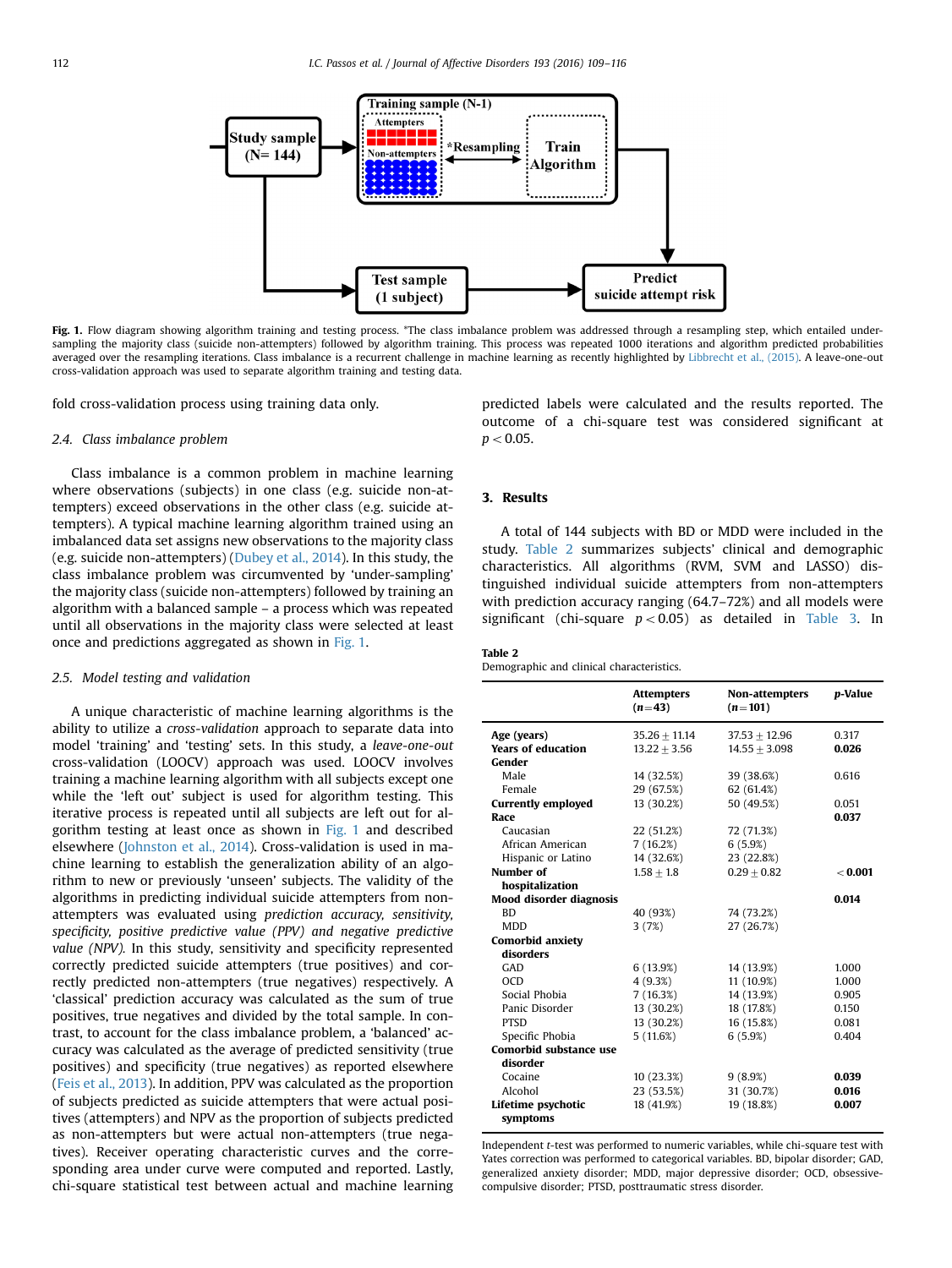Fig. 1. Flow diagram showing algorithm training and testing process. *The class imbalance problem was addressed through a resampling step, which entailed under-sampling the majority class (suicide non-attempters) followed by algorithm training. This process was repeated 1000 iterations and algorithm predicted probabilities averaged over the resampling iterations. Class imbalance is a recurrent challenge in machine learning as recently highlighted by Libbrecht et al., (2015). A leave-one-out cross-validation approach was used to separate algorithm training and testing data.

fold cross-validation process using training data only.

### 2.4. Class imbalance problem

Class imbalance is a common problem in machine learning where observations (subjects) in one class (e.g. suicide non-attempters) exceed observations in the other class (e.g. suicide attempters). A typical machine learning algorithm trained using an imbalanced data set assigns new observations to the majority class (e.g. suicide non-attempters) (Dubey et al., 2014). In this study, the class imbalance problem was circumvented by 'under-sampling' the majority class (suicide non-attempters) followed by training an algorithm with a balanced sample – a process which was repeated until all observations in the majority class were selected at least once and predictions aggregated as shown in Fig. 1.

### 2.5. Model testing and validation

A unique characteristic of machine learning algorithms is the ability to utilize a *cross-validation* approach to separate data into model 'training' and 'testing' sets. In this study, a *leave-one-out* cross-validation (LOOCV) approach was used. LOOCV involves training a machine learning algorithm with all subjects except one while the 'left out' subject is used for algorithm testing. This iterative process is repeated until all subjects are left out for algorithm testing at least once as shown in Fig. 1 and described elsewhere (Johnston et al., 2014). Cross-validation is used in machine learning to establish the generalization ability of an algorithm to new or previously 'unseen' subjects. The validity of the algorithms in predicting individual suicide attempters from non-attempters was evaluated using *prediction accuracy, sensitivity, specificity, positive predictive value (PPV) and negative predictive value (NPV).* In this study, sensitivity and specificity represented correctly predicted suicide attempters (true positives) and correctly predicted non-attempters (true negatives) respectively. A 'classical' prediction accuracy was calculated as the sum of true positives, true negatives and divided by the total sample. In contrast, to account for the class imbalance problem, a 'balanced' accuracy was calculated as the average of predicted sensitivity (true positives) and specificity (true negatives) as reported elsewhere (Feis et al., 2013). In addition, PPV was calculated as the proportion of subjects predicted as suicide attempters that were actual positives (attempters) and NPV as the proportion of subjects predicted as non-attempters but were actual non-attempters (true negatives). Receiver operating characteristic curves and the corresponding area under curve were computed and reported. Lastly, chi-square statistical test between actual and machine learning predicted labels were calculated and the results reported. The outcome of a chi-square test was considered significant at $p < 0.05$.

## 3. Results

A total of 144 subjects with BD or MDD were included in the study. Table 2 summarizes subjects' clinical and demographic characteristics. All algorithms (RVM, SVM and LASSO) distinguished individual suicide attempters from non-attempters with prediction accuracy ranging (64.7–72%) and all models were significant (chi-square $p < 0.05$) as detailed in Table 3. In

**Table 2**
Demographic and clinical characteristics.

| | Attempters ($n$=43) | Non-attempters ($n$=101) | $p$-Value |
|---|---|---|---|
| **Age (years)** | 35.26 ± 11.14 | 37.53 ± 12.96 | 0.317 |
| **Years of education** | 13.22 ± 3.56 | 14.55 ± 3.098 | **0.026** |
| **Gender** | | | |
| Male | 14 (32.5%) | 39 (38.6%) | 0.616 |
| Female | 29 (67.5%) | 62 (61.4%) | |
| **Currently employed** | 13 (30.2%) | 50 (49.5%) | 0.051 |
| **Race** | | | **0.037** |
| Caucasian | 22 (51.2%) | 72 (71.3%) | |
| African American | 7 (16.2%) | 6 (5.9%) | |
| Hispanic or Latino | 14 (32.6%) | 23 (22.8%) | |
| **Number of hospitalization** | 1.58 ± 1.8 | 0.29 ± 0.82 | **< 0.001** |
| **Mood disorder diagnosis** | | | **0.014** |
| BD | 40 (93%) | 74 (73.2%) | |
| MDD | 3 (7%) | 27 (26.7%) | |
| **Comorbid anxiety disorders** | | | |
| GAD | 6 (13.9%) | 14 (13.9%) | 1.000 |
| OCD | 4 (9.3%) | 11 (10.9%) | 1.000 |
| Social Phobia | 7 (16.3%) | 14 (13.9%) | 0.905 |
| Panic Disorder | 13 (30.2%) | 18 (17.8%) | 0.150 |
| PTSD | 13 (30.2%) | 16 (15.8%) | 0.081 |
| Specific Phobia | 5 (11.6%) | 6 (5.9%) | 0.404 |
| **Comorbid substance use disorder** | | | |
| Cocaine | 10 (23.3%) | 9 (8.9%) | **0.039** |
| Alcohol | 23 (53.5%) | 31 (30.7%) | **0.016** |
| **Lifetime psychotic symptoms** | 18 (41.9%) | 19 (18.8%) | **0.007** |

Independent $t$-test was performed to numeric variables, while chi-square test with Yates correction was performed to categorical variables. BD, bipolar disorder; GAD, generalized anxiety disorder; MDD, major depressive disorder; OCD, obsessive-compulsive disorder; PTSD, posttraumatic stress disorder.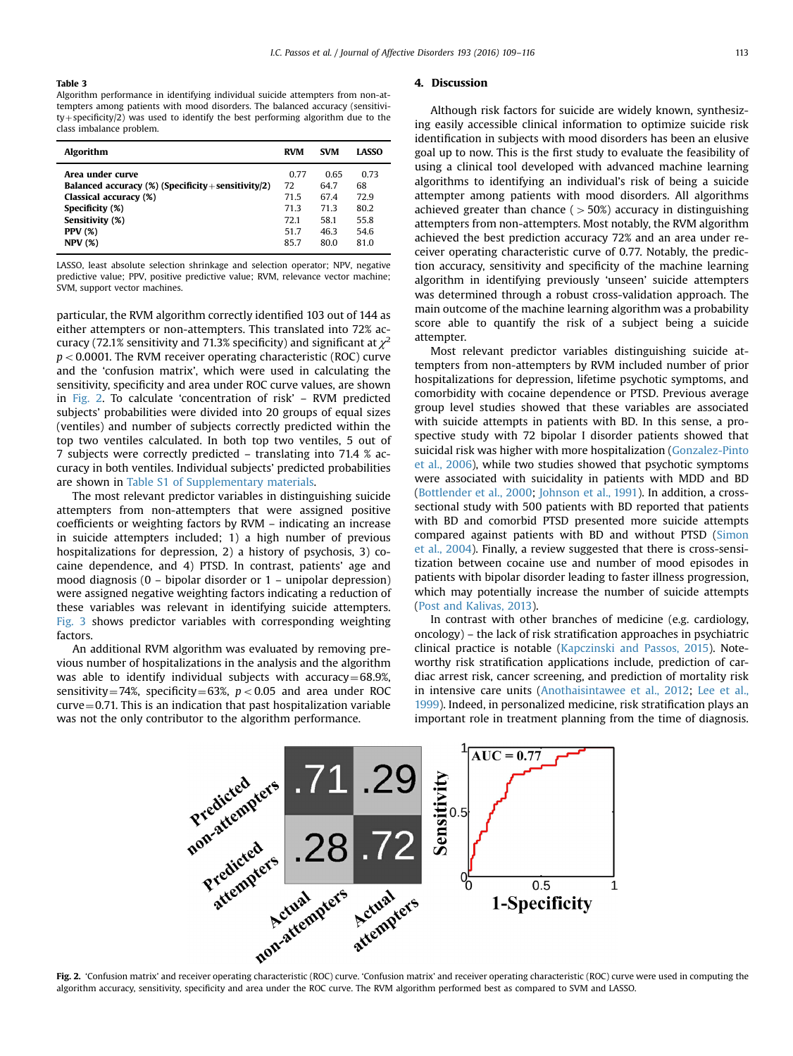**Table 3**
Algorithm performance in identifying individual suicide attempters from non-attempters among patients with mood disorders. The balanced accuracy (sensitivity+specificity/2) was used to identify the best performing algorithm due to the class imbalance problem.

| Algorithm | RVM | SVM | LASSO |
|---|---|---|---|
| Area under curve | 0.77 | 0.65 | 0.73 |
| Balanced accuracy (%) (Specificity+sensitivity/2) | 72 | 64.7 | 68 |
| Classical accuracy (%) | 71.5 | 67.4 | 72.9 |
| Specificity (%) | 71.3 | 71.3 | 80.2 |
| Sensitivity (%) | 72.1 | 58.1 | 55.8 |
| PPV (%) | 51.7 | 46.3 | 54.6 |
| NPV (%) | 85.7 | 80.0 | 81.0 |

LASSO, least absolute selection shrinkage and selection operator; NPV, negative predictive value; PPV, positive predictive value; RVM, relevance vector machine; SVM, support vector machines.

particular, the RVM algorithm correctly identified 103 out of 144 as either attempters or non-attempters. This translated into 72% accuracy (72.1% sensitivity and 71.3% specificity) and significant at $\chi^2$ $p<0.0001$. The RVM receiver operating characteristic (ROC) curve and the 'confusion matrix', which were used in calculating the sensitivity, specificity and area under ROC curve values, are shown in Fig. 2. To calculate 'concentration of risk' – RVM predicted subjects' probabilities were divided into 20 groups of equal sizes (ventiles) and number of subjects correctly predicted within the top two ventiles calculated. In both top two ventiles, 5 out of 7 subjects were correctly predicted – translating into 71.4 % accuracy in both ventiles. Individual subjects' predicted probabilities are shown in Table S1 of Supplementary materials.

The most relevant predictor variables in distinguishing suicide attempters from non-attempters that were assigned positive coefficients or weighting factors by RVM – indicating an increase in suicide attempters included; 1) a high number of previous hospitalizations for depression, 2) a history of psychosis, 3) cocaine dependence, and 4) PTSD. In contrast, patients' age and mood diagnosis (0 – bipolar disorder or 1 – unipolar depression) were assigned negative weighting factors indicating a reduction of these variables was relevant in identifying suicide attempters. Fig. 3 shows predictor variables with corresponding weighting factors.

An additional RVM algorithm was evaluated by removing previous number of hospitalizations in the analysis and the algorithm was able to identify individual subjects with accuracy=68.9%, sensitivity=74%, specificity=63%, $p<0.05$ and area under ROC curve=0.71. This is an indication that past hospitalization variable was not the only contributor to the algorithm performance.

## 4. Discussion

Although risk factors for suicide are widely known, synthesizing easily accessible clinical information to optimize suicide risk identification in subjects with mood disorders has been an elusive goal up to now. This is the first study to evaluate the feasibility of using a clinical tool developed with advanced machine learning algorithms to identifying an individual's risk of being a suicide attempter among patients with mood disorders. All algorithms achieved greater than chance (>50%) accuracy in distinguishing attempters from non-attempters. Most notably, the RVM algorithm achieved the best prediction accuracy 72% and an area under receiver operating characteristic curve of 0.77. Notably, the prediction accuracy, sensitivity and specificity of the machine learning algorithm in identifying previously 'unseen' suicide attempters was determined through a robust cross-validation approach. The main outcome of the machine learning algorithm was a probability score able to quantify the risk of a subject being a suicide attempter.

Most relevant predictor variables distinguishing suicide attempters from non-attempters by RVM included number of prior hospitalizations for depression, lifetime psychotic symptoms, and comorbidity with cocaine dependence or PTSD. Previous average group level studies showed that these variables are associated with suicide attempts in patients with BD. In this sense, a prospective study with 72 bipolar I disorder patients showed that suicidal risk was higher with more hospitalization (Gonzalez-Pinto et al., 2006), while two studies showed that psychotic symptoms were associated with suicidality in patients with MDD and BD (Bottlender et al., 2000; Johnson et al., 1991). In addition, a cross-sectional study with 500 patients with BD reported that patients with BD and comorbid PTSD presented more suicide attempts compared against patients with BD and without PTSD (Simon et al., 2004). Finally, a review suggested that there is cross-sensitization between cocaine use and number of mood episodes in patients with bipolar disorder leading to faster illness progression, which may potentially increase the number of suicide attempts (Post and Kalivas, 2013).

In contrast with other branches of medicine (e.g. cardiology, oncology) – the lack of risk stratification approaches in psychiatric clinical practice is notable (Kapczinski and Passos, 2015). Noteworthy risk stratification applications include, prediction of cardiac arrest risk, cancer screening, and prediction of mortality risk in intensive care units (Anothaisintawee et al., 2012; Lee et al., 1999). Indeed, in personalized medicine, risk stratification plays an important role in treatment planning from the time of diagnosis.

| | Actual non-attempters | Actual attempters |
|---|---|---|
| Predicted non-attempters | .71 | .29 |
| Predicted attempters | .28 | .72 |

**Fig. 2.** 'Confusion matrix' and receiver operating characteristic (ROC) curve. 'Confusion matrix' and receiver operating characteristic (ROC) curve were used in computing the algorithm accuracy, sensitivity, specificity and area under the ROC curve. The RVM algorithm performed best as compared to SVM and LASSO.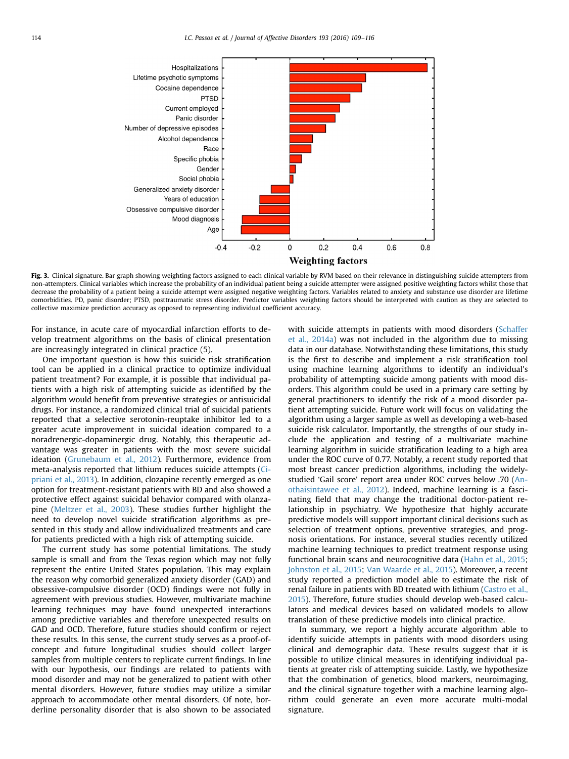Hospitalizations
Lifetime psychotic symptoms
Cocaine dependence
PTSD
Current employed
Panic disorder
Number of depressive episodes
Alcohol dependence
Race
Specific phobia
Gender
Social phobia
Generalized anxiety disorder
Years of education
Obsessive compulsive disorder
Mood diagnosis
Age

-0.4 -0.2 0 0.2 0.4 0.6 0.8

Weighting factors

**Fig. 3.** Clinical signature. Bar graph showing weighting factors assigned to each clinical variable by RVM based on their relevance in distinguishing suicide attempters from non-attempters. Clinical variables which increase the probability of an individual patient being a suicide attempter were assigned positive weighting factors whilst those that decrease the probability of a patient being a suicide attempt were assigned negative weighting factors. Variables related to anxiety and substance use disorder are lifetime comorbidities. PD, panic disorder; PTSD, posttraumatic stress disorder. Predictor variables weighting factors should be interpreted with caution as they are selected to collective maximize prediction accuracy as opposed to representing individual coefficient accuracy.

For instance, in acute care of myocardial infarction efforts to develop treatment algorithms on the basis of clinical presentation are increasingly integrated in clinical practice (5).

One important question is how this suicide risk stratification tool can be applied in a clinical practice to optimize individual patient treatment? For example, it is possible that individual patients with a high risk of attempting suicide as identified by the algorithm would benefit from preventive strategies or antisuicidal drugs. For instance, a randomized clinical trial of suicidal patients reported that a selective serotonin-reuptake inhibitor led to a greater acute improvement in suicidal ideation compared to a noradrenergic-dopaminergic drug. Notably, this therapeutic advantage was greater in patients with the most severe suicidal ideation (Grunebaum et al., 2012). Furthermore, evidence from meta-analysis reported that lithium reduces suicide attempts (Cipriani et al., 2013). In addition, clozapine recently emerged as one option for treatment-resistant patients with BD and also showed a protective effect against suicidal behavior compared with olanzapine (Meltzer et al., 2003). These studies further highlight the need to develop novel suicide stratification algorithms as presented in this study and allow individualized treatments and care for patients predicted with a high risk of attempting suicide.

The current study has some potential limitations. The study sample is small and from the Texas region which may not fully represent the entire United States population. This may explain the reason why comorbid generalized anxiety disorder (GAD) and obsessive-compulsive disorder (OCD) findings were not fully in agreement with previous studies. However, multivariate machine learning techniques may have found unexpected interactions among predictive variables and therefore unexpected results on GAD and OCD. Therefore, future studies should confirm or reject these results. In this sense, the current study serves as a proof-of-concept and future longitudinal studies should collect larger samples from multiple centers to replicate current findings. In line with our hypothesis, our findings are related to patients with mood disorder and may not be generalized to patient with other mental disorders. However, future studies may utilize a similar approach to accommodate other mental disorders. Of note, borderline personality disorder that is also shown to be associated with suicide attempts in patients with mood disorders (Schaffer et al., 2014a) was not included in the algorithm due to missing data in our database. Notwithstanding these limitations, this study is the first to describe and implement a risk stratification tool using machine learning algorithms to identify an individual's probability of attempting suicide among patients with mood disorders. This algorithm could be used in a primary care setting by general practitioners to identify the risk of a mood disorder patient attempting suicide. Future work will focus on validating the algorithm using a larger sample as well as developing a web-based suicide risk calculator. Importantly, the strengths of our study include the application and testing of a multivariate machine learning algorithm in suicide stratification leading to a high area under the ROC curve of 0.77. Notably, a recent study reported that most breast cancer prediction algorithms, including the widely-studied 'Gail score' report area under ROC curves below .70 (Anothaisintawee et al., 2012). Indeed, machine learning is a fascinating field that may change the traditional doctor-patient relationship in psychiatry. We hypothesize that highly accurate predictive models will support important clinical decisions such as selection of treatment options, preventive strategies, and prognosis orientations. For instance, several studies recently utilized machine learning techniques to predict treatment response using functional brain scans and neurocognitive data (Hahn et al., 2015; Johnston et al., 2015; Van Waarde et al., 2015). Moreover, a recent study reported a prediction model able to estimate the risk of renal failure in patients with BD treated with lithium (Castro et al., 2015). Therefore, future studies should develop web-based calculators and medical devices based on validated models to allow translation of these predictive models into clinical practice.

In summary, we report a highly accurate algorithm able to identify suicide attempts in patients with mood disorders using clinical and demographic data. These results suggest that it is possible to utilize clinical measures in identifying individual patients at greater risk of attempting suicide. Lastly, we hypothesize that the combination of genetics, blood markers, neuroimaging, and the clinical signature together with a machine learning algorithm could generate an even more accurate multi-modal signature.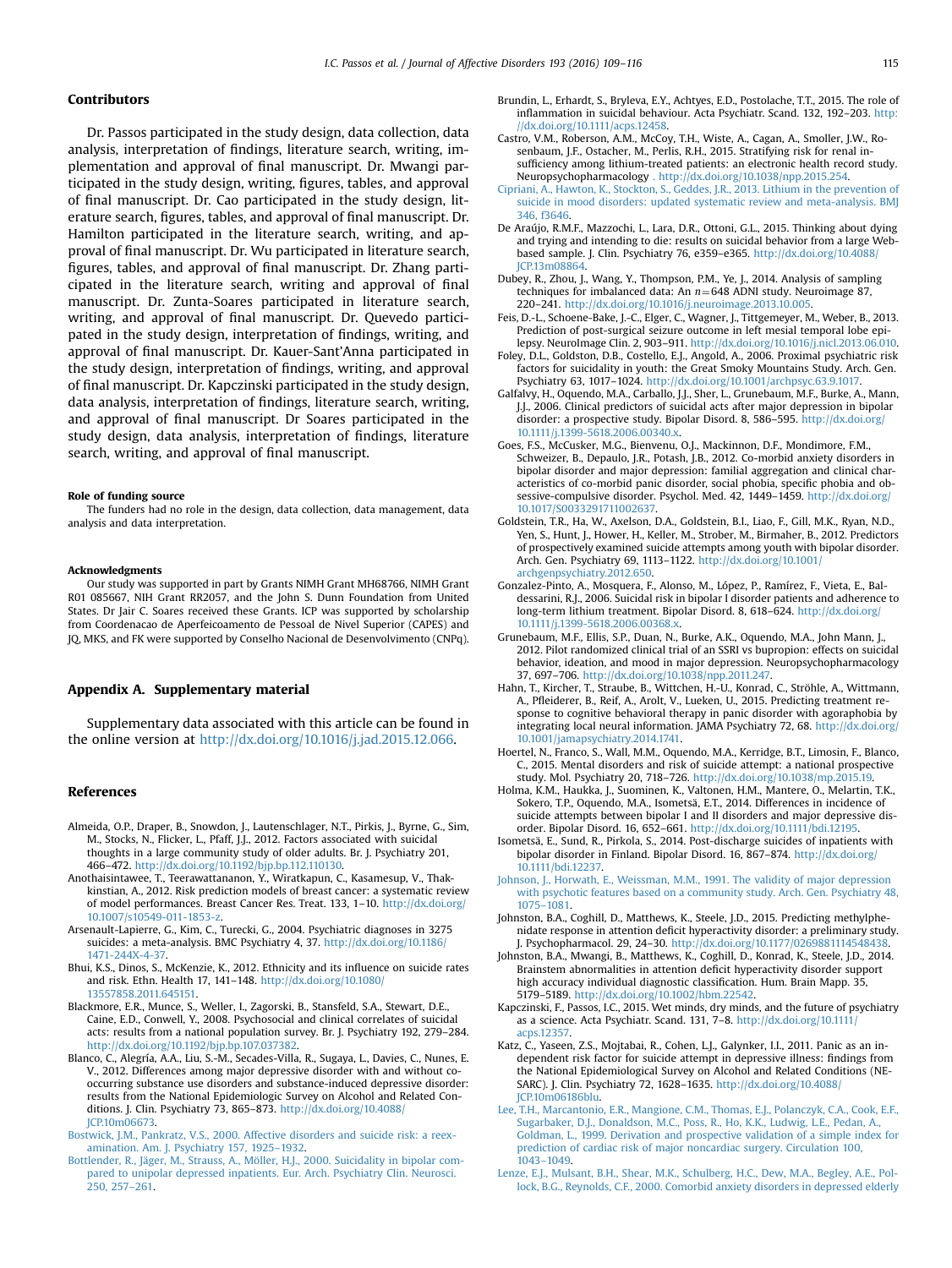## Contributors

Dr. Passos participated in the study design, data collection, data analysis, interpretation of findings, literature search, writing, implementation and approval of final manuscript. Dr. Mwangi participated in the study design, writing, figures, tables, and approval of final manuscript. Dr. Cao participated in the study design, literature search, figures, tables, and approval of final manuscript. Dr. Hamilton participated in the literature search, writing, and approval of final manuscript. Dr. Wu participated in literature search, figures, tables, and approval of final manuscript. Dr. Zhang participated in the literature search, writing and approval of final manuscript. Dr. Zunta-Soares participated in literature search, writing, and approval of final manuscript. Dr. Quevedo participated in the study design, interpretation of findings, writing, and approval of final manuscript. Dr. Kauer-Sant'Anna participated in the study design, interpretation of findings, writing, and approval of final manuscript. Dr. Kapczinski participated in the study design, data analysis, interpretation of findings, literature search, writing, and approval of final manuscript. Dr Soares participated in the study design, data analysis, interpretation of findings, literature search, writing, and approval of final manuscript.

#### Role of funding source

The funders had no role in the design, data collection, data management, data analysis and data interpretation.

#### Acknowledgments

Our study was supported in part by Grants NIMH Grant MH68766, NIMH Grant R01 085667, NIH Grant RR2057, and the John S. Dunn Foundation from United States. Dr Jair C. Soares received these Grants. ICP was supported by scholarship from Coordenacao de Aperfeicoamento de Pessoal de Nivel Superior (CAPES) and JQ, MKS, and FK were supported by Conselho Nacional de Desenvolvimento (CNPq).

## Appendix A. Supplementary material

Supplementary data associated with this article can be found in the online version at http://dx.doi.org/10.1016/j.jad.2015.12.066.

## References

Almeida, O.P., Draper, B., Snowdon, J., Lautenschlager, N.T., Pirkis, J., Byrne, G., Sim, M., Stocks, N., Flicker, L., Pfaff, J.J., 2012. Factors associated with suicidal thoughts in a large community study of older adults. Br. J. Psychiatry 201, 466–472. http://dx.doi.org/10.1192/bjp.bp.112.110130.

Anothaisintawee, T., Teerawattananon, Y., Wiratkapun, C., Kasamesup, V., Thakkinstian, A., 2012. Risk prediction models of breast cancer: a systematic review of model performances. Breast Cancer Res. Treat. 133, 1–10. http://dx.doi.org/10.1007/s10549-011-1853-z.

Arsenault-Lapierre, G., Kim, C., Turecki, G., 2004. Psychiatric diagnoses in 3275 suicides: a meta-analysis. BMC Psychiatry 4, 37. http://dx.doi.org/10.1186/1471-244X-4-37.

Bhui, K.S., Dinos, S., McKenzie, K., 2012. Ethnicity and its influence on suicide rates and risk. Ethn. Health 17, 141–148. http://dx.doi.org/10.1080/13557858.2011.645151.

Blackmore, E.R., Munce, S., Weller, I., Zagorski, B., Stansfeld, S.A., Stewart, D.E., Caine, E.D., Conwell, Y., 2008. Psychosocial and clinical correlates of suicidal acts: results from a national population survey. Br. J. Psychiatry 192, 279–284. http://dx.doi.org/10.1192/bjp.bp.107.037382.

Blanco, C., Alegría, A.A., Liu, S.-M., Secades-Villa, R., Sugaya, L., Davies, C., Nunes, E. V., 2012. Differences among major depressive disorder with and without co-occurring substance use disorders and substance-induced depressive disorder: results from the National Epidemiologic Survey on Alcohol and Related Conditions. J. Clin. Psychiatry 73, 865–873. http://dx.doi.org/10.4088/JCP.10m06673.

Bostwick, J.M., Pankratz, V.S., 2000. Affective disorders and suicide risk: a reexamination. Am. J. Psychiatry 157, 1925–1932.

Bottlender, R., Jäger, M., Strauss, A., Möller, H.J., 2000. Suicidality in bipolar compared to unipolar depressed inpatients. Eur. Arch. Psychiatry Clin. Neurosci. 250, 257–261.

Brundin, L., Erhardt, S., Bryleva, E.Y., Achtyes, E.D., Postolache, T.T., 2015. The role of inflammation in suicidal behaviour. Acta Psychiatr. Scand. 132, 192–203. http://dx.doi.org/10.1111/acps.12458.

Castro, V.M., Roberson, A.M., McCoy, T.H., Wiste, A., Cagan, A., Smoller, J.W., Rosenbaum, J.F., Ostacher, M., Perlis, R.H., 2015. Stratifying risk for renal insufficiency among lithium-treated patients: an electronic health record study. Neuropsychopharmacology . http://dx.doi.org/10.1038/npp.2015.254.

Cipriani, A., Hawton, K., Stockton, S., Geddes, J.R., 2013. Lithium in the prevention of suicide in mood disorders: updated systematic review and meta-analysis. BMJ 346, f3646.

De Araújo, R.M.F., Mazzochi, L., Lara, D.R., Ottoni, G.L., 2015. Thinking about dying and trying and intending to die: results on suicidal behavior from a large Web-based sample. J. Clin. Psychiatry 76, e359–e365. http://dx.doi.org/10.4088/JCP.13m08864.

Dubey, R., Zhou, J., Wang, Y., Thompson, P.M., Ye, J., 2014. Analysis of sampling techniques for imbalanced data: An $n = 648$ ADNI study. Neuroimage 87, 220–241. http://dx.doi.org/10.1016/j.neuroimage.2013.10.005.

Feis, D.-L., Schoene-Bake, J.-C., Elger, C., Wagner, J., Tittgemeyer, M., Weber, B., 2013. Prediction of post-surgical seizure outcome in left mesial temporal lobe epilepsy. NeuroImage Clin. 2, 903–911. http://dx.doi.org/10.1016/j.nicl.2013.06.010.

Foley, D.L., Goldston, D.B., Costello, E.J., Angold, A., 2006. Proximal psychiatric risk factors for suicidality in youth: the Great Smoky Mountains Study. Arch. Gen. Psychiatry 63, 1017–1024. http://dx.doi.org/10.1001/archpsyc.63.9.1017.

Galfalvy, H., Oquendo, M.A., Carballo, J.J., Sher, L., Grunebaum, M.F., Burke, A., Mann, J.J., 2006. Clinical predictors of suicidal acts after major depression in bipolar disorder: a prospective study. Bipolar Disord. 8, 586–595. http://dx.doi.org/10.1111/j.1399-5618.2006.00340.x.

Goes, F.S., McCusker, M.G., Bienvenu, O.J., Mackinnon, D.F., Mondimore, F.M., Schweizer, B., Depaulo, J.R., Potash, J.B., 2012. Co-morbid anxiety disorders in bipolar disorder and major depression: familial aggregation and clinical characteristics of co-morbid panic disorder, social phobia, specific phobia and obsessive-compulsive disorder. Psychol. Med. 42, 1449–1459. http://dx.doi.org/10.1017/S0033291711002637.

Goldstein, T.R., Ha, W., Axelson, D.A., Goldstein, B.I., Liao, F., Gill, M.K., Ryan, N.D., Yen, S., Hunt, J., Hower, H., Keller, M., Strober, M., Birmaher, B., 2012. Predictors of prospectively examined suicide attempts among youth with bipolar disorder. Arch. Gen. Psychiatry 69, 1113–1122. http://dx.doi.org/10.1001/archgenpsychiatry.2012.650.

Gonzalez-Pinto, A., Mosquera, F., Alonso, M., López, P., Ramírez, F., Vieta, E., Baldessarini, R.J., 2006. Suicidal risk in bipolar I disorder patients and adherence to long-term lithium treatment. Bipolar Disord. 8, 618–624. http://dx.doi.org/10.1111/j.1399-5618.2006.00368.x.

Grunebaum, M.F., Ellis, S.P., Duan, N., Burke, A.K., Oquendo, M.A., John Mann, J., 2012. Pilot randomized clinical trial of an SSRI vs bupropion: effects on suicidal behavior, ideation, and mood in major depression. Neuropsychopharmacology 37, 697–706. http://dx.doi.org/10.1038/npp.2011.247.

Hahn, T., Kircher, T., Straube, B., Wittchen, H.-U., Konrad, C., Ströhle, A., Wittmann, A., Pfleiderer, B., Reif, A., Arolt, V., Lueken, U., 2015. Predicting treatment response to cognitive behavioral therapy in panic disorder with agoraphobia by integrating local neural information. JAMA Psychiatry 72, 68. http://dx.doi.org/10.1001/jamapsychiatry.2014.1741.

Hoertel, N., Franco, S., Wall, M.M., Oquendo, M.A., Kerridge, B.T., Limosin, F., Blanco, C., 2015. Mental disorders and risk of suicide attempt: a national prospective study. Mol. Psychiatry 20, 718–726. http://dx.doi.org/10.1038/mp.2015.19.

Holma, K.M., Haukka, J., Suominen, K., Valtonen, H.M., Mantere, O., Melartin, T.K., Sokero, T.P., Oquendo, M.A., Isometsä, E.T., 2014. Differences in incidence of suicide attempts between bipolar I and II disorders and major depressive disorder. Bipolar Disord. 16, 652–661. http://dx.doi.org/10.1111/bdi.12195.

Isometsä, E., Sund, R., Pirkola, S., 2014. Post-discharge suicides of inpatients with bipolar disorder in Finland. Bipolar Disord. 16, 867–874. http://dx.doi.org/10.1111/bdi.12237.

Johnson, J., Horwath, E., Weissman, M.M., 1991. The validity of major depression with psychotic features based on a community study. Arch. Gen. Psychiatry 48, 1075–1081.

Johnston, B.A., Coghill, D., Matthews, K., Steele, J.D., 2015. Predicting methylphenidate response in attention deficit hyperactivity disorder: a preliminary study. J. Psychopharmacol. 29, 24–30. http://dx.doi.org/10.1177/0269881114548438.

Johnston, B.A., Mwangi, B., Matthews, K., Coghill, D., Konrad, K., Steele, J.D., 2014. Brainstem abnormalities in attention deficit hyperactivity disorder support high accuracy individual diagnostic classification. Hum. Brain Mapp. 35, 5179–5189. http://dx.doi.org/10.1002/hbm.22542.

Kapczinski, F., Passos, I.C., 2015. Wet minds, dry minds, and the future of psychiatry as a science. Acta Psychiatr. Scand. 131, 7–8. http://dx.doi.org/10.1111/acps.12357.

Katz, C., Yaseen, Z.S., Mojtabai, R., Cohen, L.J., Galynker, I.I., 2011. Panic as an independent risk factor for suicide attempt in depressive illness: findings from the National Epidemiological Survey on Alcohol and Related Conditions (NESARC). J. Clin. Psychiatry 72, 1628–1635. http://dx.doi.org/10.4088/JCP.10m06186blu.

Lee, T.H., Marcantonio, E.R., Mangione, C.M., Thomas, E.J., Polanczyk, C.A., Cook, E.F., Sugarbaker, D.J., Donaldson, M.C., Poss, R., Ho, K.K., Ludwig, L.E., Pedan, A., Goldman, L., 1999. Derivation and prospective validation of a simple index for prediction of cardiac risk of major noncardiac surgery. Circulation 100, 1043–1049.

Lenze, E.J., Mulsant, B.H., Shear, M.K., Schulberg, H.C., Dew, M.A., Begley, A.E., Pollock, B.G., Reynolds, C.F., 2000. Comorbid anxiety disorders in depressed elderly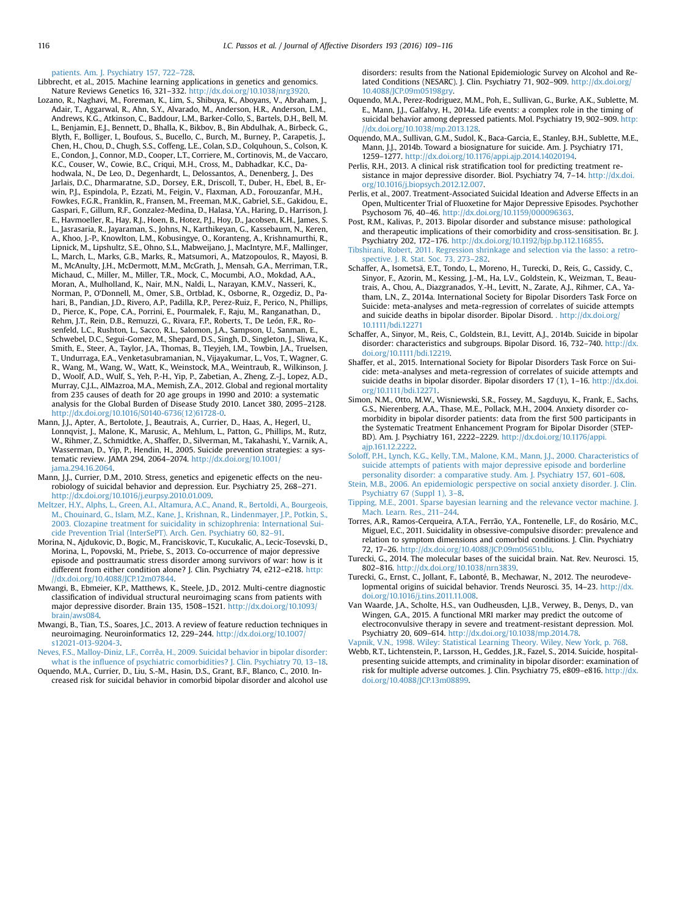patients. Am. J. Psychiatry 157, 722–728.

Libbrecht, et al., 2015. Machine learning applications in genetics and genomics. Nature Reviews Genetics 16, 321–332. http://dx.doi.org/10.1038/nrg3920.

Lozano, R., Naghavi, M., Foreman, K., Lim, S., Shibuya, K., Aboyans, V., Abraham, J., Adair, T., Aggarwal, R., Ahn, S.Y., Alvarado, M., Anderson, H.R., Anderson, L.M., Andrews, K.G., Atkinson, C., Baddour, L.M., Barker-Collo, S., Bartels, D.H., Bell, M. L., Benjamin, E.J., Bennett, D., Bhalla, K., Bikbov, B., Bin Abdulhak, A., Birbeck, G., Blyth, F., Bolliger, I., Boufous, S., Bucello, C., Burch, M., Burney, P., Carapetis, J., Chen, H., Chou, D., Chugh, S.S., Coffeng, L.E., Colan, S.D., Colquhoun, S., Colson, K. E., Condon, J., Connor, M.D., Cooper, L.T., Corriere, M., Cortinovis, M., de Vaccaro, K.C., Couser, W., Cowie, B.C., Criqui, M.H., Cross, M., Dabhadkar, K.C., Dahodwala, N., De Leo, D., Degenhardt, L., Delossantos, A., Denenberg, J., Des Jarlais, D.C., Dharmaratne, S.D., Dorsey, E.R., Driscoll, T., Duber, H., Ebel, B., Erwin, P.J., Espindola, P., Ezzati, M., Feigin, V., Flaxman, A.D., Forouzanfar, M.H., Fowkes, F.G.R., Franklin, R., Fransen, M., Freeman, M.K., Gabriel, S.E., Gakidou, E., Gaspari, F., Gillum, R.F., Gonzalez-Medina, D., Halasa, Y.A., Haring, D., Harrison, J. E., Havmoeller, R., Hay, R.J., Hoen, B., Hotez, P.J., Hoy, D., Jacobsen, K.H., James, S. L., Jasrasaria, R., Jayaraman, S., Johns, N., Karthikeyan, G., Kassebaum, N., Keren, A., Khoo, J.-P., Knowlton, L.M., Kobusingye, O., Koranteng, A., Krishnamurthi, R., Lipnick, M., Lipshultz, S.E., Ohno, S.L., Mabweijano, J., MacIntyre, M.F., Mallinger, L., March, L., Marks, G.B., Marks, R., Matsumori, A., Matzopoulos, R., Mayosi, B. M., McAnulty, J.H., McDermott, M.M., McGrath, J., Mensah, G.A., Merriman, T.R., Michaud, C., Miller, M., Miller, T.R., Mock, C., Mocumbi, A.O., Mokdad, A.A., Moran, A., Mulholland, K., Nair, M.N., Naldi, L., Narayan, K.M.V., Nasseri, K., Norman, P., O'Donnell, M., Omer, S.B., Ortblad, K., Osborne, R., Ozgediz, D., Pahari, B., Pandian, J.D., Rivero, A.P., Padilla, R.P., Perez-Ruiz, F., Perico, N., Phillips, D., Pierce, K., Pope, C.A., Porrini, E., Pourmalek, F., Raju, M., Ranganathan, D., Rehm, J.T., Rein, D.B., Remuzzi, G., Rivara, F.P., Roberts, T., De León, F.R., Rosenfeld, L.C., Rushton, L., Sacco, R.L., Salomon, J.A., Sampson, U., Sanman, E., Schwebel, D.C., Segui-Gomez, M., Shepard, D.S., Singh, D., Singleton, J., Sliwa, K., Smith, E., Steer, A., Taylor, J.A., Thomas, B., Tleyjeh, I.M., Towbin, J.A., Truelsen, T., Undurraga, E.A., Venketasubramanian, N., Vijayakumar, L., Vos, T., Wagner, G. R., Wang, M., Wang, W., Watt, K., Weinstock, M.A., Weintraub, R., Wilkinson, J. D., Woolf, A.D., Wulf, S., Yeh, P.-H., Yip, P., Zabetian, A., Zheng, Z.-J., Lopez, A.D., Murray, C.J.L., AlMazroa, M.A., Memish, Z.A., 2012. Global and regional mortality from 235 causes of death for 20 age groups in 1990 and 2010: a systematic analysis for the Global Burden of Disease Study 2010. Lancet 380, 2095–2128. http://dx.doi.org/10.1016/S0140-6736(12)61728-0.

Mann, J.J., Apter, A., Bertolote, J., Beautrais, A., Currier, D., Haas, A., Hegerl, U., Lonnqvist, J., Malone, K., Marusic, A., Mehlum, L., Patton, G., Phillips, M., Rutz, W., Rihmer, Z., Schmidtke, A., Shaffer, D., Silverman, M., Takahashi, Y., Varnik, A., Wasserman, D., Yip, P., Hendin, H., 2005. Suicide prevention strategies: a systematic review. JAMA 294, 2064–2074. http://dx.doi.org/10.1001/jama.294.16.2064.

Mann, J.J., Currier, D.M., 2010. Stress, genetics and epigenetic effects on the neurobiology of suicidal behavior and depression. Eur. Psychiatry 25, 268–271. http://dx.doi.org/10.1016/j.eurpsy.2010.01.009.

Meltzer, H.Y., Alphs, L., Green, A.I., Altamura, A.C., Anand, R., Bertoldi, A., Bourgeois, M., Chouinard, G., Islam, M.Z., Kane, J., Krishnan, R., Lindenmayer, J.P., Potkin, S., 2003. Clozapine treatment for suicidality in schizophrenia: International Suicide Prevention Trial (InterSePT). Arch. Gen. Psychiatry 60, 82–91.

Morina, N., Ajdukovic, D., Bogic, M., Franciskovic, T., Kucukalic, A., Lecic-Tosevski, D., Morina, L., Popovski, M., Priebe, S., 2013. Co-occurrence of major depressive episode and posttraumatic stress disorder among survivors of war: how is it different from either condition alone? J. Clin. Psychiatry 74, e212–e218. http://dx.doi.org/10.4088/JCP.12m07844.

Mwangi, B., Ebmeier, K.P., Matthews, K., Steele, J.D., 2012. Multi-centre diagnostic classification of individual structural neuroimaging scans from patients with major depressive disorder. Brain 135, 1508–1521. http://dx.doi.org/10.1093/brain/aws084.

Mwangi, B., Tian, T.S., Soares, J.C., 2013. A review of feature reduction techniques in neuroimaging. Neuroinformatics 12, 229–244. http://dx.doi.org/10.1007/s12021-013-9204-3.

Neves, F.S., Malloy-Diniz, L.F., Corrêa, H., 2009. Suicidal behavior in bipolar disorder: what is the influence of psychiatric comorbidities? J. Clin. Psychiatry 70, 13–18.

Oquendo, M.A., Currier, D., Liu, S.-M., Hasin, D.S., Grant, B.F., Blanco, C., 2010. Increased risk for suicidal behavior in comorbid bipolar disorder and alcohol use disorders: results from the National Epidemiologic Survey on Alcohol and Related Conditions (NESARC). J. Clin. Psychiatry 71, 902–909. http://dx.doi.org/10.4088/JCP.09m05198gry.

Oquendo, M.A., Perez-Rodriguez, M.M., Poh, E., Sullivan, G., Burke, A.K., Sublette, M. E., Mann, J.J., Galfalvy, H., 2014a. Life events: a complex role in the timing of suicidal behavior among depressed patients. Mol. Psychiatry 19, 902–909. http://dx.doi.org/10.1038/mp.2013.128.

Oquendo, M.A., Sullivan, G.M., Sudol, K., Baca-Garcia, E., Stanley, B.H., Sublette, M.E., Mann, J.J., 2014b. Toward a biosignature for suicide. Am. J. Psychiatry 171, 1259–1277. http://dx.doi.org/10.1176/appi.ajp.2014.14020194.

Perlis, R.H., 2013. A clinical risk stratification tool for predicting treatment resistance in major depressive disorder. Biol. Psychiatry 74, 7–14. http://dx.doi.org/10.1016/j.biopsych.2012.12.007.

Perlis, et al., 2007. Treatment-Associated Suicidal Ideation and Adverse Effects in an Open, Multicenter Trial of Fluoxetine for Major Depressive Episodes. Psychother Psychosom 76, 40–46. http://dx.doi.org/10.1159/000096363.

Post, R.M., Kalivas, P., 2013. Bipolar disorder and substance misuse: pathological and therapeutic implications of their comorbidity and cross-sensitisation. Br. J. Psychiatry 202, 172–176. http://dx.doi.org/10.1192/bjp.bp.112.116855.

Tibshirani, Robert, 2011. Regression shrinkage and selection via the lasso: a retrospective. J. R. Stat. Soc. 73, 273–282.

Schaffer, A., Isometsä, E.T., Tondo, L., Moreno, H., Turecki, G., Reis, G., Cassidy, C., Sinyor, F., Azorin, M., Kessing, J.-M., Ha, L.V., Goldstein, K., Weizman, T., Beautrais, A., Chou, A., Diazgranados, Y.-H., Levitt, N., Zarate, A.J., Rihmer, C.A., Yatham, L.N., Z., 2014a. International Society for Bipolar Disorders Task Force on Suicide: meta-analyses and meta-regression of correlates of suicide attempts and suicide deaths in bipolar disorder. Bipolar Disord. . http://dx.doi.org/10.1111/bdi.12271

Schaffer, A., Sinyor, M., Reis, C., Goldstein, B.I., Levitt, A.J., 2014b. Suicide in bipolar disorder: characteristics and subgroups. Bipolar Disord. 16, 732–740. http://dx.doi.org/10.1111/bdi.12219.

Shaffer, et al., 2015. International Society for Bipolar Disorders Task Force on Suicide: meta-analyses and meta-regression of correlates of suicide attempts and suicide deaths in bipolar disorder. Bipolar disorders 17 (1), 1–16. http://dx.doi.org/10.1111/bdi.12271.

Simon, N.M., Otto, M.W., Wisniewski, S.R., Fossey, M., Sagduyu, K., Frank, E., Sachs, G.S., Nierenberg, A.A., Thase, M.E., Pollack, M.H., 2004. Anxiety disorder comorbidity in bipolar disorder patients: data from the first 500 participants in the Systematic Treatment Enhancement Program for Bipolar Disorder (STEP-BD). Am. J. Psychiatry 161, 2222–2229. http://dx.doi.org/10.1176/appi.ajp.161.12.2222.

Soloff, P.H., Lynch, K.G., Kelly, T.M., Malone, K.M., Mann, J.J., 2000. Characteristics of suicide attempts of patients with major depressive episode and borderline personality disorder: a comparative study. Am. J. Psychiatry 157, 601–608.

Stein, M.B., 2006. An epidemiologic perspective on social anxiety disorder. J. Clin. Psychiatry 67 (Suppl 1), 3–8.

Tipping, M.E., 2001. Sparse bayesian learning and the relevance vector machine. J. Mach. Learn. Res., 211–244.

Torres, A.R., Ramos-Cerqueira, A.T.A., Ferrão, Y.A., Fontenelle, L.F., do Rosário, M.C., Miguel, E.C., 2011. Suicidality in obsessive-compulsive disorder: prevalence and relation to symptom dimensions and comorbid conditions. J. Clin. Psychiatry 72, 17–26. http://dx.doi.org/10.4088/JCP.09m05651blu.

Turecki, G., 2014. The molecular bases of the suicidal brain. Nat. Rev. Neurosci. 15, 802–816. http://dx.doi.org/10.1038/nrn3839.

Turecki, G., Ernst, C., Jollant, F., Labonté, B., Mechawar, N., 2012. The neurodevelopmental origins of suicidal behavior. Trends Neurosci. 35, 14–23. http://dx.doi.org/10.1016/j.tins.2011.11.008.

Van Waarde, J.A., Scholte, H.S., van Oudheusden, L.J.B., Verwey, B., Denys, D., van Wingen, G.A., 2015. A functional MRI marker may predict the outcome of electroconvulsive therapy in severe and treatment-resistant depression. Mol. Psychiatry 20, 609–614. http://dx.doi.org/10.1038/mp.2014.78.

Vapnik, V.N., 1998. Wiley: Statistical Learning Theory. Wiley, New York, p. 768.

Webb, R.T., Lichtenstein, P., Larsson, H., Geddes, J.R., Fazel, S., 2014. Suicide, hospital-presenting suicide attempts, and criminality in bipolar disorder: examination of risk for multiple adverse outcomes. J. Clin. Psychiatry 75, e809–e816. http://dx.doi.org/10.4088/JCP.13m08899.